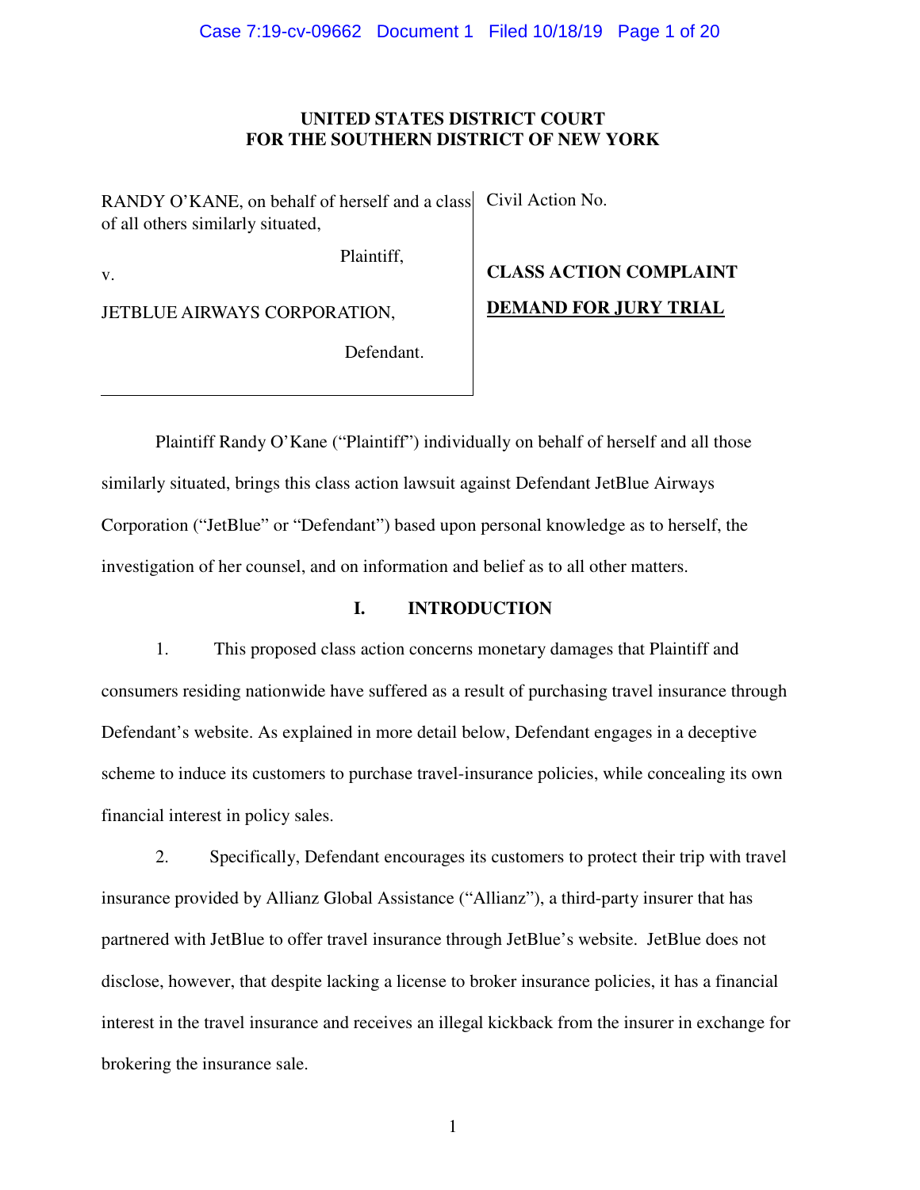**UNITED STATES DISTRICT COURT**
**FOR THE SOUTHERN DISTRICT OF NEW YORK**

| | |
|---|---|
| RANDY O'KANE, on behalf of herself and a class of all others similarly situated,<br><br>Plaintiff,<br><br>v.<br><br>JETBLUE AIRWAYS CORPORATION,<br><br>Defendant. | Civil Action No.<br><br>**CLASS ACTION COMPLAINT**<br><br>**DEMAND FOR JURY TRIAL** |

Plaintiff Randy O'Kane ("Plaintiff") individually on behalf of herself and all those similarly situated, brings this class action lawsuit against Defendant JetBlue Airways Corporation ("JetBlue" or "Defendant") based upon personal knowledge as to herself, the investigation of her counsel, and on information and belief as to all other matters.

## I. INTRODUCTION

1. This proposed class action concerns monetary damages that Plaintiff and consumers residing nationwide have suffered as a result of purchasing travel insurance through Defendant's website. As explained in more detail below, Defendant engages in a deceptive scheme to induce its customers to purchase travel-insurance policies, while concealing its own financial interest in policy sales.

2. Specifically, Defendant encourages its customers to protect their trip with travel insurance provided by Allianz Global Assistance ("Allianz"), a third-party insurer that has partnered with JetBlue to offer travel insurance through JetBlue's website. JetBlue does not disclose, however, that despite lacking a license to broker insurance policies, it has a financial interest in the travel insurance and receives an illegal kickback from the insurer in exchange for brokering the insurance sale.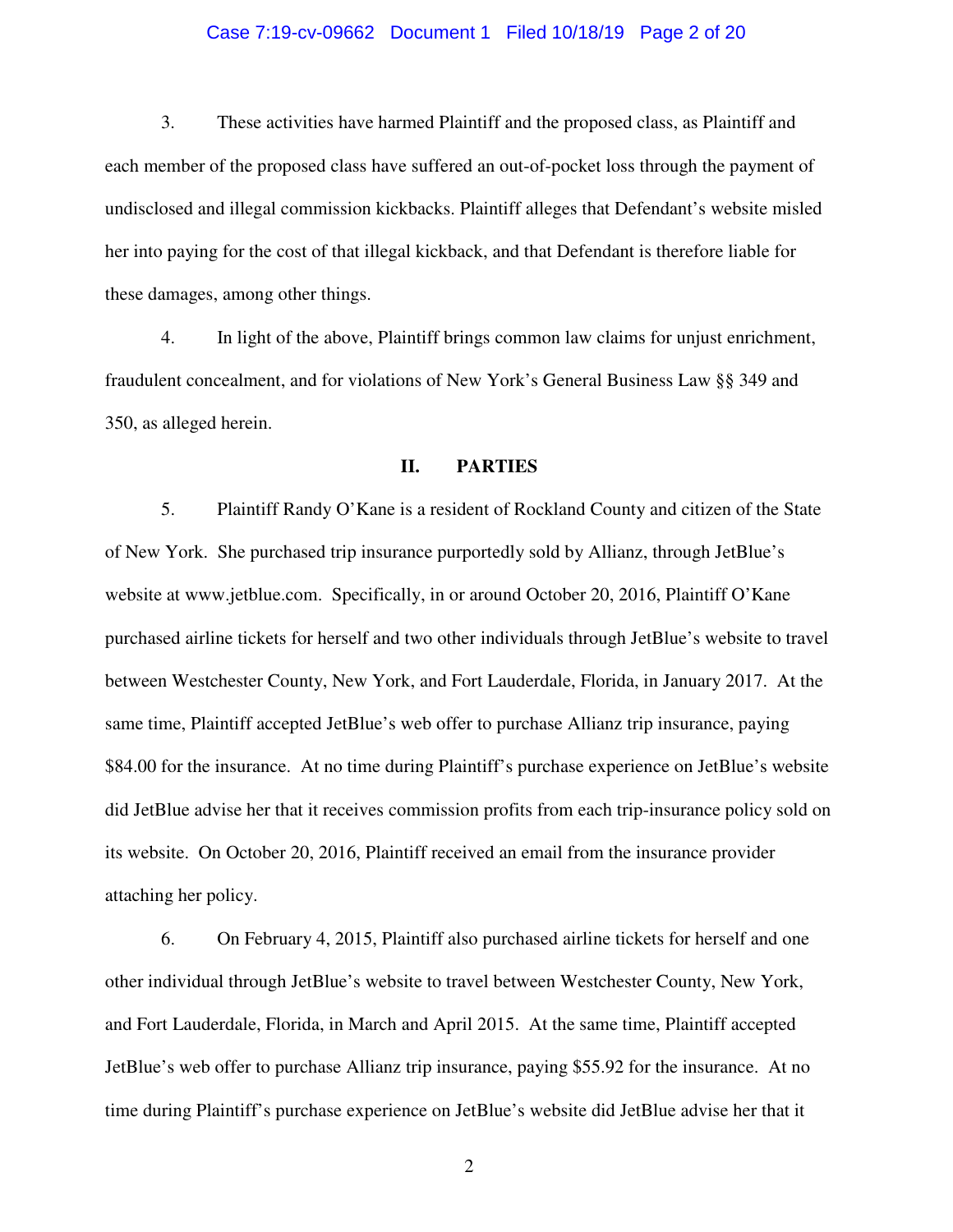3. These activities have harmed Plaintiff and the proposed class, as Plaintiff and each member of the proposed class have suffered an out-of-pocket loss through the payment of undisclosed and illegal commission kickbacks. Plaintiff alleges that Defendant's website misled her into paying for the cost of that illegal kickback, and that Defendant is therefore liable for these damages, among other things.

4. In light of the above, Plaintiff brings common law claims for unjust enrichment, fraudulent concealment, and for violations of New York's General Business Law §§ 349 and 350, as alleged herein.

## II. PARTIES

5. Plaintiff Randy O'Kane is a resident of Rockland County and citizen of the State of New York. She purchased trip insurance purportedly sold by Allianz, through JetBlue's website at www.jetblue.com. Specifically, in or around October 20, 2016, Plaintiff O'Kane purchased airline tickets for herself and two other individuals through JetBlue's website to travel between Westchester County, New York, and Fort Lauderdale, Florida, in January 2017. At the same time, Plaintiff accepted JetBlue's web offer to purchase Allianz trip insurance, paying $84.00 for the insurance. At no time during Plaintiff's purchase experience on JetBlue's website did JetBlue advise her that it receives commission profits from each trip-insurance policy sold on its website. On October 20, 2016, Plaintiff received an email from the insurance provider attaching her policy.

6. On February 4, 2015, Plaintiff also purchased airline tickets for herself and one other individual through JetBlue's website to travel between Westchester County, New York, and Fort Lauderdale, Florida, in March and April 2015. At the same time, Plaintiff accepted JetBlue's web offer to purchase Allianz trip insurance, paying $55.92 for the insurance. At no time during Plaintiff's purchase experience on JetBlue's website did JetBlue advise her that it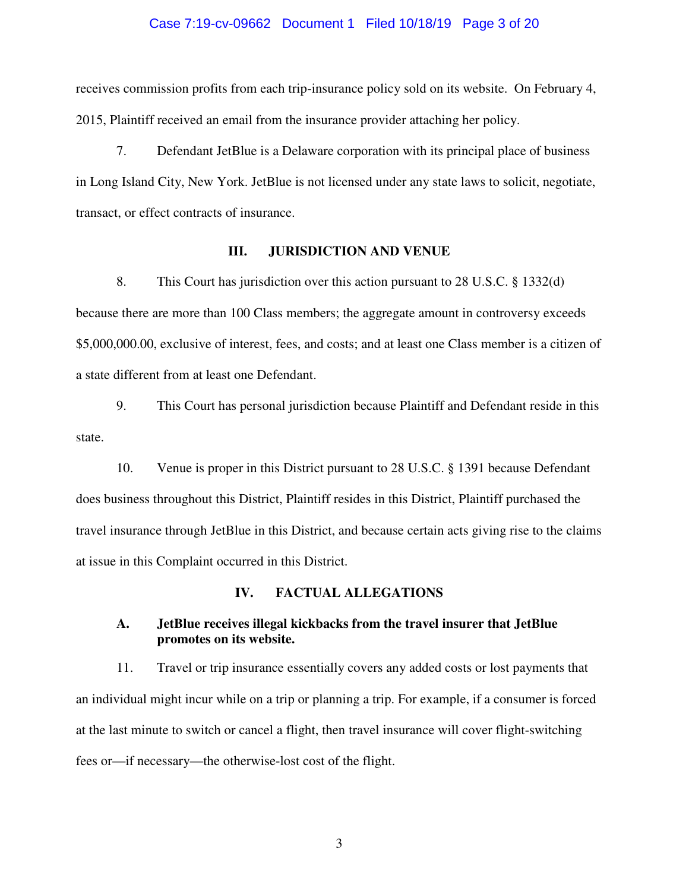receives commission profits from each trip-insurance policy sold on its website. On February 4, 2015, Plaintiff received an email from the insurance provider attaching her policy.

7. Defendant JetBlue is a Delaware corporation with its principal place of business in Long Island City, New York. JetBlue is not licensed under any state laws to solicit, negotiate, transact, or effect contracts of insurance.

## III. JURISDICTION AND VENUE

8. This Court has jurisdiction over this action pursuant to 28 U.S.C. § 1332(d) because there are more than 100 Class members; the aggregate amount in controversy exceeds $5,000,000.00, exclusive of interest, fees, and costs; and at least one Class member is a citizen of a state different from at least one Defendant.

9. This Court has personal jurisdiction because Plaintiff and Defendant reside in this state.

10. Venue is proper in this District pursuant to 28 U.S.C. § 1391 because Defendant does business throughout this District, Plaintiff resides in this District, Plaintiff purchased the travel insurance through JetBlue in this District, and because certain acts giving rise to the claims at issue in this Complaint occurred in this District.

## IV. FACTUAL ALLEGATIONS

### A. JetBlue receives illegal kickbacks from the travel insurer that JetBlue promotes on its website.

11. Travel or trip insurance essentially covers any added costs or lost payments that an individual might incur while on a trip or planning a trip. For example, if a consumer is forced at the last minute to switch or cancel a flight, then travel insurance will cover flight-switching fees or—if necessary—the otherwise-lost cost of the flight.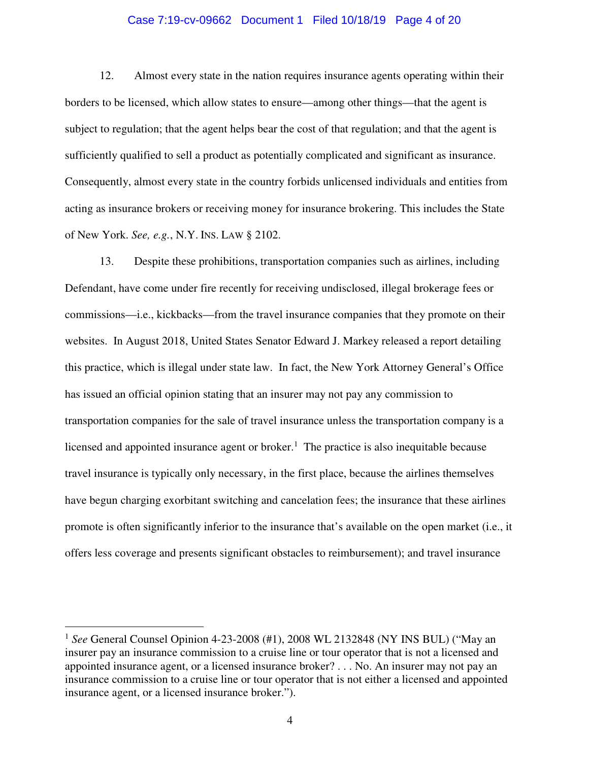12. Almost every state in the nation requires insurance agents operating within their borders to be licensed, which allow states to ensure—among other things—that the agent is subject to regulation; that the agent helps bear the cost of that regulation; and that the agent is sufficiently qualified to sell a product as potentially complicated and significant as insurance. Consequently, almost every state in the country forbids unlicensed individuals and entities from acting as insurance brokers or receiving money for insurance brokering. This includes the State of New York. *See, e.g.*, N.Y. INS. LAW § 2102.

13. Despite these prohibitions, transportation companies such as airlines, including Defendant, have come under fire recently for receiving undisclosed, illegal brokerage fees or commissions—i.e., kickbacks—from the travel insurance companies that they promote on their websites. In August 2018, United States Senator Edward J. Markey released a report detailing this practice, which is illegal under state law. In fact, the New York Attorney General's Office has issued an official opinion stating that an insurer may not pay any commission to transportation companies for the sale of travel insurance unless the transportation company is a licensed and appointed insurance agent or broker.[1] The practice is also inequitable because travel insurance is typically only necessary, in the first place, because the airlines themselves have begun charging exorbitant switching and cancelation fees; the insurance that these airlines promote is often significantly inferior to the insurance that's available on the open market (i.e., it offers less coverage and presents significant obstacles to reimbursement); and travel insurance

---

[1] *See* General Counsel Opinion 4-23-2008 (#1), 2008 WL 2132848 (NY INS BUL) ("May an insurer pay an insurance commission to a cruise line or tour operator that is not a licensed and appointed insurance agent, or a licensed insurance broker? . . . No. An insurer may not pay an insurance commission to a cruise line or tour operator that is not either a licensed and appointed insurance agent, or a licensed insurance broker.").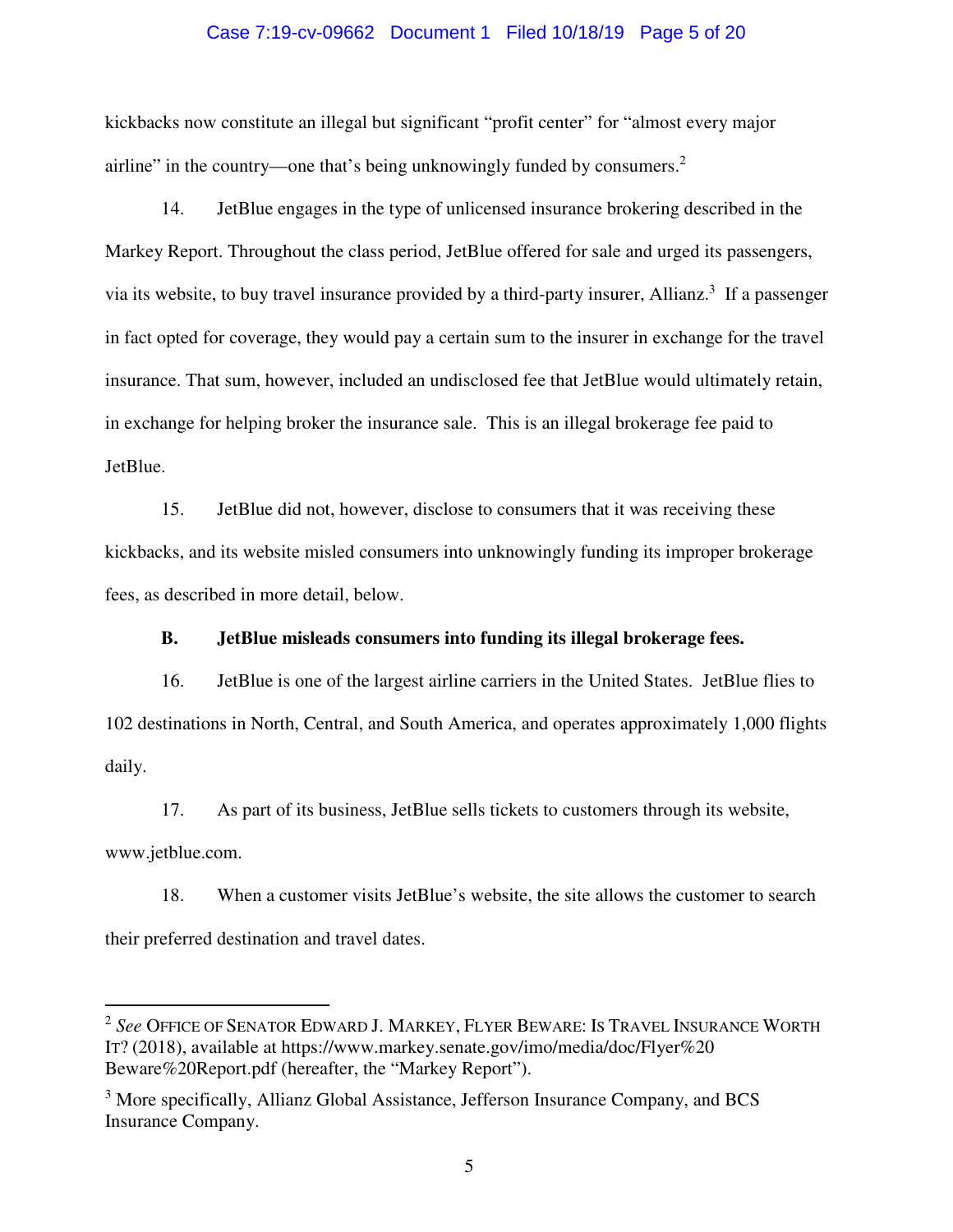kickbacks now constitute an illegal but significant "profit center" for "almost every major airline" in the country—one that's being unknowingly funded by consumers.[2]

14. JetBlue engages in the type of unlicensed insurance brokering described in the Markey Report. Throughout the class period, JetBlue offered for sale and urged its passengers, via its website, to buy travel insurance provided by a third-party insurer, Allianz.[3] If a passenger in fact opted for coverage, they would pay a certain sum to the insurer in exchange for the travel insurance. That sum, however, included an undisclosed fee that JetBlue would ultimately retain, in exchange for helping broker the insurance sale. This is an illegal brokerage fee paid to JetBlue.

15. JetBlue did not, however, disclose to consumers that it was receiving these kickbacks, and its website misled consumers into unknowingly funding its improper brokerage fees, as described in more detail, below.

**B. JetBlue misleads consumers into funding its illegal brokerage fees.**

16. JetBlue is one of the largest airline carriers in the United States. JetBlue flies to 102 destinations in North, Central, and South America, and operates approximately 1,000 flights daily.

17. As part of its business, JetBlue sells tickets to customers through its website, www.jetblue.com.

18. When a customer visits JetBlue's website, the site allows the customer to search their preferred destination and travel dates.

---

[2] *See* Office of Senator Edward J. Markey, Flyer Beware: Is Travel Insurance Worth It? (2018), available at https://www.markey.senate.gov/imo/media/doc/Flyer%20Beware%20Report.pdf (hereafter, the "Markey Report").

[3] More specifically, Allianz Global Assistance, Jefferson Insurance Company, and BCS Insurance Company.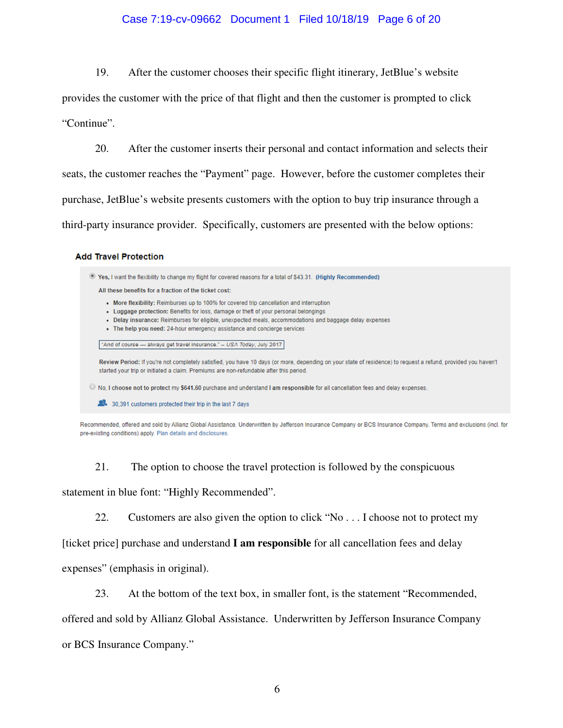19. After the customer chooses their specific flight itinerary, JetBlue's website provides the customer with the price of that flight and then the customer is prompted to click "Continue".

20. After the customer inserts their personal and contact information and selects their seats, the customer reaches the "Payment" page. However, before the customer completes their purchase, JetBlue's website presents customers with the option to buy trip insurance through a third-party insurance provider. Specifically, customers are presented with the below options:

**Add Travel Protection**

◉ **Yes,** I want the flexibility to change my flight for covered reasons for a total of $43.31. **(Highly Recommended)**

**All these benefits for a fraction of the ticket cost:**

- **More flexibility:** Reimburses up to 100% for covered trip cancellation and interruption
- **Luggage protection:** Benefits for loss, damage or theft of your personal belongings
- **Delay insurance:** Reimburses for eligible, unexpected meals, accommodations and baggage delay expenses
- **The help you need:** 24-hour emergency assistance and concierge services

"And of course — always get travel insurance." – *USA Today*, July 2017

**Review Period:** If you're not completely satisfied, you have 10 days (or more, depending on your state of residence) to request a refund, provided you haven't started your trip or initiated a claim. Premiums are non-refundable after this period.

○ No, **I choose not to protect** my **$641.60** purchase and understand **I am responsible** for all cancellation fees and delay expenses.

30,391 customers protected their trip in the last 7 days

Recommended, offered and sold by Allianz Global Assistance. Underwritten by Jefferson Insurance Company or BCS Insurance Company. Terms and exclusions (incl. for pre-existing conditions) apply. Plan details and disclosures.

21. The option to choose the travel protection is followed by the conspicuous statement in blue font: "Highly Recommended".

22. Customers are also given the option to click "No . . . I choose not to protect my [ticket price] purchase and understand **I am responsible** for all cancellation fees and delay expenses" (emphasis in original).

23. At the bottom of the text box, in smaller font, is the statement "Recommended, offered and sold by Allianz Global Assistance. Underwritten by Jefferson Insurance Company or BCS Insurance Company."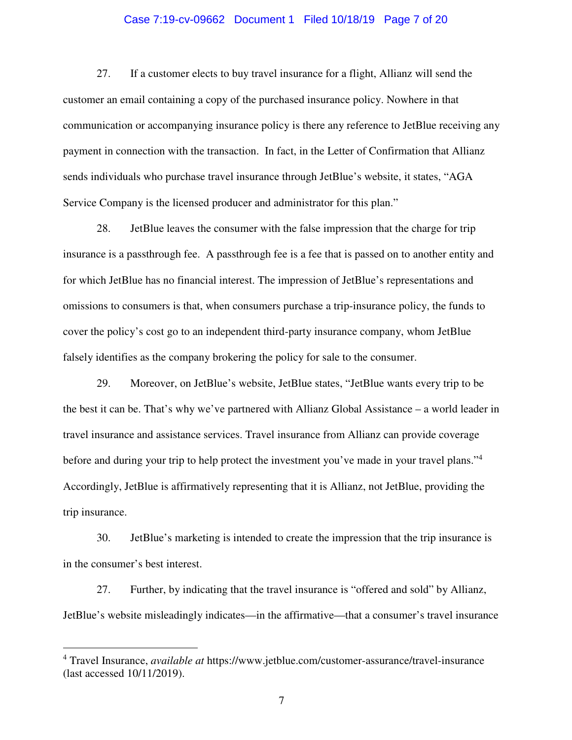27. If a customer elects to buy travel insurance for a flight, Allianz will send the customer an email containing a copy of the purchased insurance policy. Nowhere in that communication or accompanying insurance policy is there any reference to JetBlue receiving any payment in connection with the transaction. In fact, in the Letter of Confirmation that Allianz sends individuals who purchase travel insurance through JetBlue's website, it states, "AGA Service Company is the licensed producer and administrator for this plan."

28. JetBlue leaves the consumer with the false impression that the charge for trip insurance is a passthrough fee. A passthrough fee is a fee that is passed on to another entity and for which JetBlue has no financial interest. The impression of JetBlue's representations and omissions to consumers is that, when consumers purchase a trip-insurance policy, the funds to cover the policy's cost go to an independent third-party insurance company, whom JetBlue falsely identifies as the company brokering the policy for sale to the consumer.

29. Moreover, on JetBlue's website, JetBlue states, "JetBlue wants every trip to be the best it can be. That's why we've partnered with Allianz Global Assistance – a world leader in travel insurance and assistance services. Travel insurance from Allianz can provide coverage before and during your trip to help protect the investment you've made in your travel plans."[4] Accordingly, JetBlue is affirmatively representing that it is Allianz, not JetBlue, providing the trip insurance.

30. JetBlue's marketing is intended to create the impression that the trip insurance is in the consumer's best interest.

27. Further, by indicating that the travel insurance is "offered and sold" by Allianz, JetBlue's website misleadingly indicates—in the affirmative—that a consumer's travel insurance

[4] Travel Insurance, *available at* https://www.jetblue.com/customer-assurance/travel-insurance (last accessed 10/11/2019).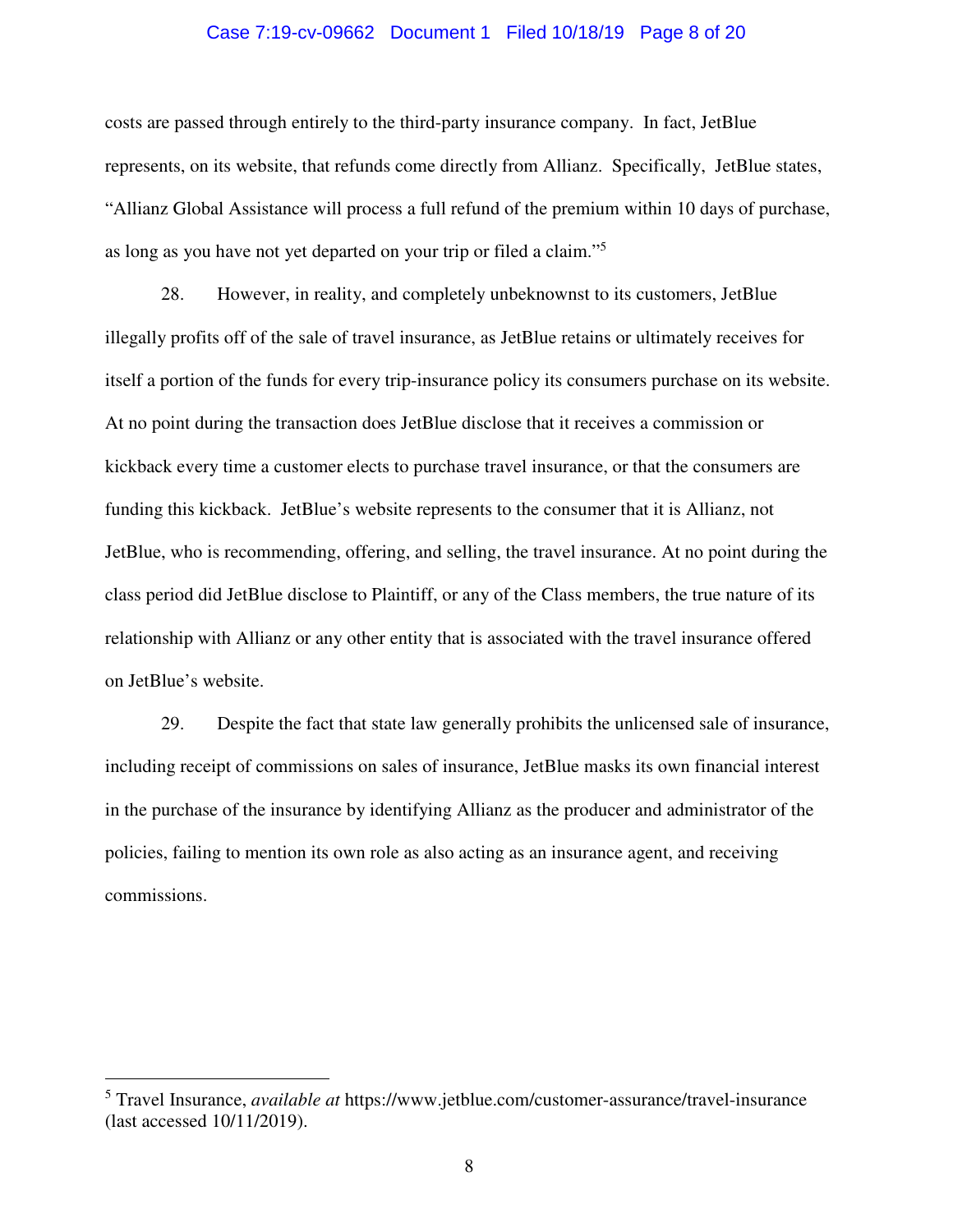costs are passed through entirely to the third-party insurance company. In fact, JetBlue represents, on its website, that refunds come directly from Allianz. Specifically, JetBlue states, "Allianz Global Assistance will process a full refund of the premium within 10 days of purchase, as long as you have not yet departed on your trip or filed a claim."[5]

28. However, in reality, and completely unbeknownst to its customers, JetBlue illegally profits off of the sale of travel insurance, as JetBlue retains or ultimately receives for itself a portion of the funds for every trip-insurance policy its consumers purchase on its website. At no point during the transaction does JetBlue disclose that it receives a commission or kickback every time a customer elects to purchase travel insurance, or that the consumers are funding this kickback. JetBlue's website represents to the consumer that it is Allianz, not JetBlue, who is recommending, offering, and selling, the travel insurance. At no point during the class period did JetBlue disclose to Plaintiff, or any of the Class members, the true nature of its relationship with Allianz or any other entity that is associated with the travel insurance offered on JetBlue's website.

29. Despite the fact that state law generally prohibits the unlicensed sale of insurance, including receipt of commissions on sales of insurance, JetBlue masks its own financial interest in the purchase of the insurance by identifying Allianz as the producer and administrator of the policies, failing to mention its own role as also acting as an insurance agent, and receiving commissions.

---

[5] Travel Insurance, *available at* https://www.jetblue.com/customer-assurance/travel-insurance (last accessed 10/11/2019).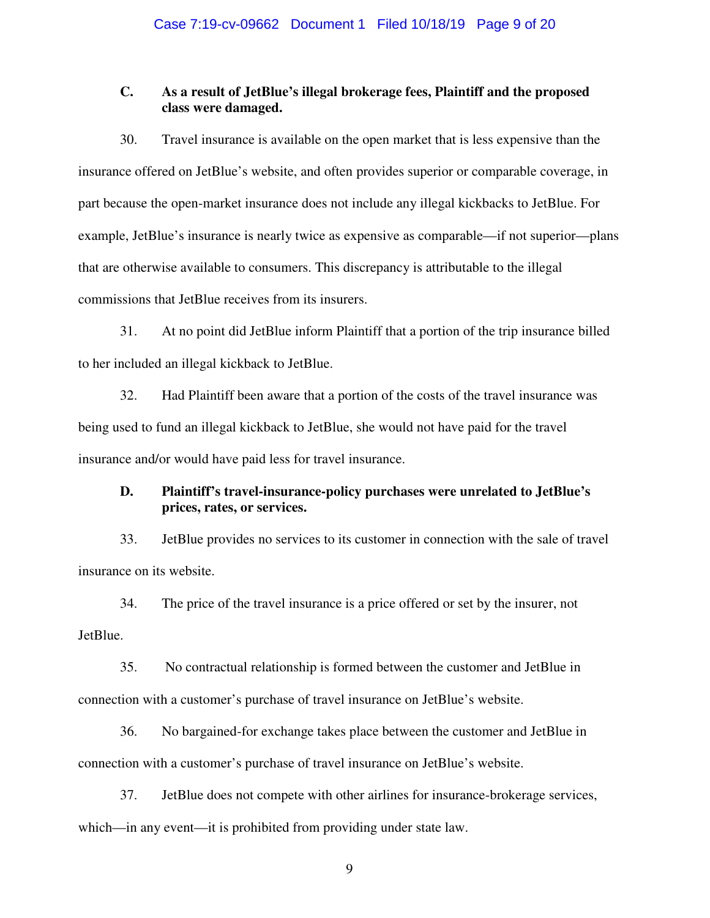### C. As a result of JetBlue's illegal brokerage fees, Plaintiff and the proposed class were damaged.

30. Travel insurance is available on the open market that is less expensive than the insurance offered on JetBlue's website, and often provides superior or comparable coverage, in part because the open-market insurance does not include any illegal kickbacks to JetBlue. For example, JetBlue's insurance is nearly twice as expensive as comparable—if not superior—plans that are otherwise available to consumers. This discrepancy is attributable to the illegal commissions that JetBlue receives from its insurers.

31. At no point did JetBlue inform Plaintiff that a portion of the trip insurance billed to her included an illegal kickback to JetBlue.

32. Had Plaintiff been aware that a portion of the costs of the travel insurance was being used to fund an illegal kickback to JetBlue, she would not have paid for the travel insurance and/or would have paid less for travel insurance.

### D. Plaintiff's travel-insurance-policy purchases were unrelated to JetBlue's prices, rates, or services.

33. JetBlue provides no services to its customer in connection with the sale of travel insurance on its website.

34. The price of the travel insurance is a price offered or set by the insurer, not JetBlue.

35. No contractual relationship is formed between the customer and JetBlue in connection with a customer's purchase of travel insurance on JetBlue's website.

36. No bargained-for exchange takes place between the customer and JetBlue in connection with a customer's purchase of travel insurance on JetBlue's website.

37. JetBlue does not compete with other airlines for insurance-brokerage services, which—in any event—it is prohibited from providing under state law.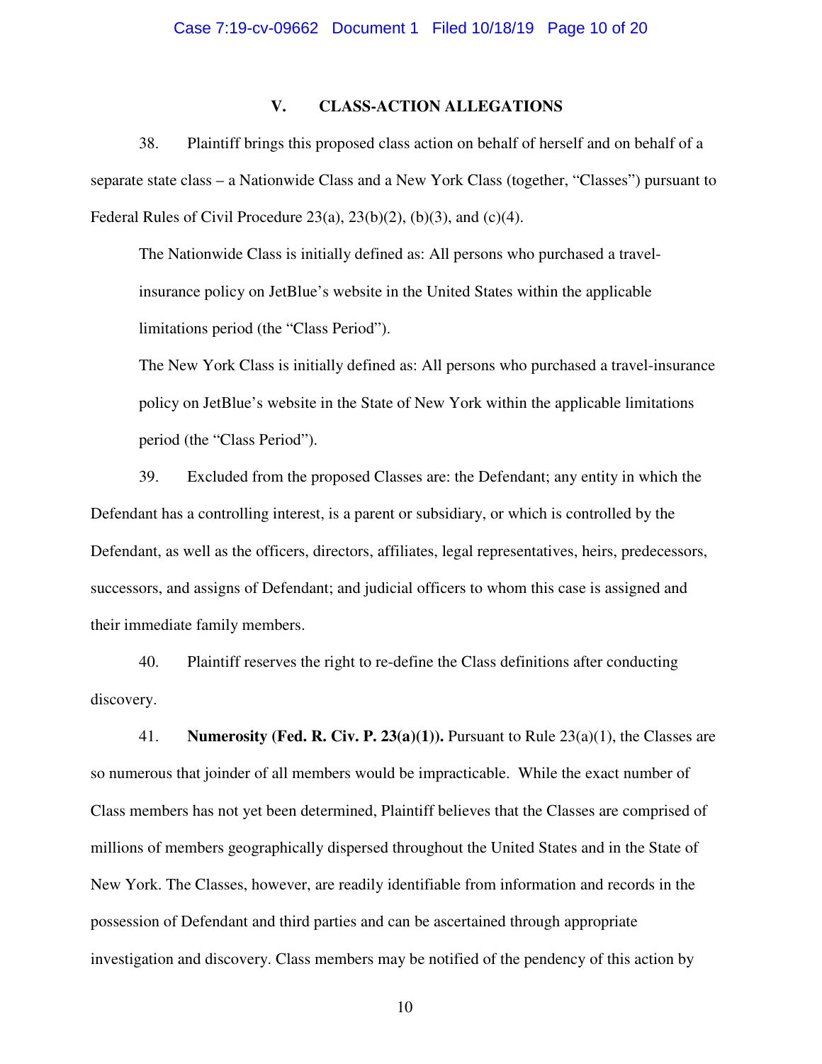## V. CLASS-ACTION ALLEGATIONS

38. Plaintiff brings this proposed class action on behalf of herself and on behalf of a separate state class – a Nationwide Class and a New York Class (together, "Classes") pursuant to Federal Rules of Civil Procedure 23(a), 23(b)(2), (b)(3), and (c)(4).

> The Nationwide Class is initially defined as: All persons who purchased a travel-insurance policy on JetBlue's website in the United States within the applicable limitations period (the "Class Period").
>
> The New York Class is initially defined as: All persons who purchased a travel-insurance policy on JetBlue's website in the State of New York within the applicable limitations period (the "Class Period").

39. Excluded from the proposed Classes are: the Defendant; any entity in which the Defendant has a controlling interest, is a parent or subsidiary, or which is controlled by the Defendant, as well as the officers, directors, affiliates, legal representatives, heirs, predecessors, successors, and assigns of Defendant; and judicial officers to whom this case is assigned and their immediate family members.

40. Plaintiff reserves the right to re-define the Class definitions after conducting discovery.

41. **Numerosity (Fed. R. Civ. P. 23(a)(1)).** Pursuant to Rule 23(a)(1), the Classes are so numerous that joinder of all members would be impracticable. While the exact number of Class members has not yet been determined, Plaintiff believes that the Classes are comprised of millions of members geographically dispersed throughout the United States and in the State of New York. The Classes, however, are readily identifiable from information and records in the possession of Defendant and third parties and can be ascertained through appropriate investigation and discovery. Class members may be notified of the pendency of this action by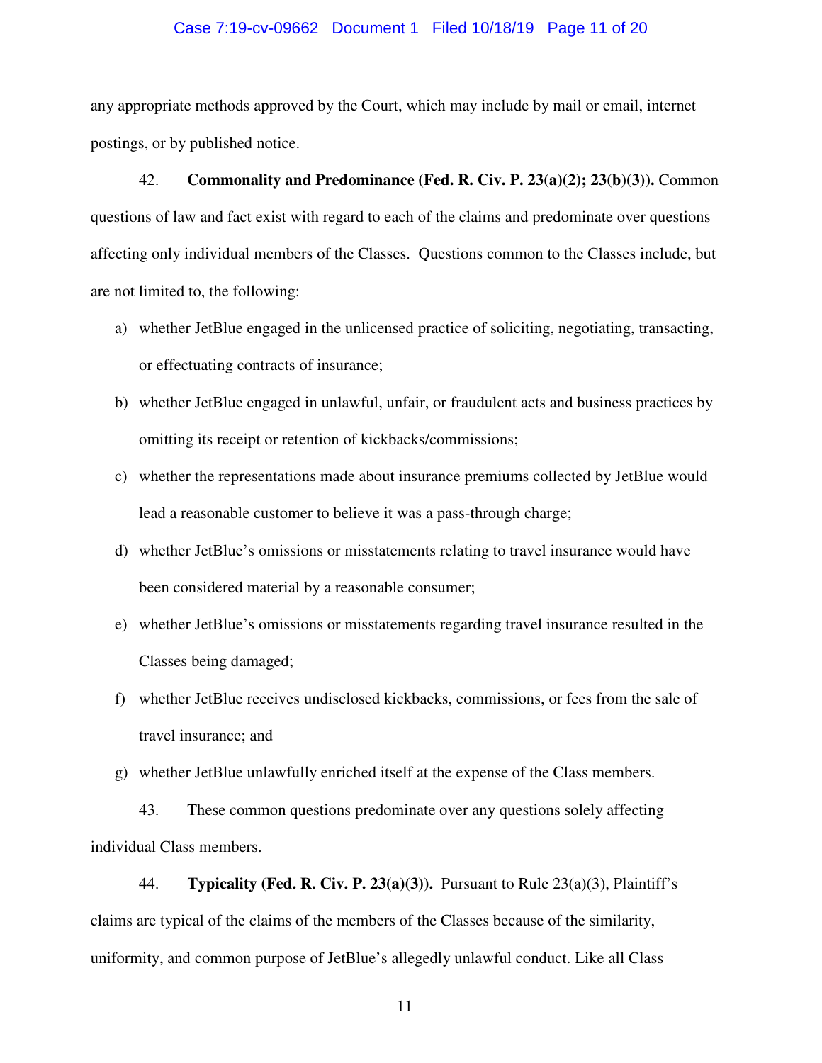any appropriate methods approved by the Court, which may include by mail or email, internet postings, or by published notice.

42. **Commonality and Predominance (Fed. R. Civ. P. 23(a)(2); 23(b)(3)).** Common questions of law and fact exist with regard to each of the claims and predominate over questions affecting only individual members of the Classes. Questions common to the Classes include, but are not limited to, the following:

a) whether JetBlue engaged in the unlicensed practice of soliciting, negotiating, transacting, or effectuating contracts of insurance;

b) whether JetBlue engaged in unlawful, unfair, or fraudulent acts and business practices by omitting its receipt or retention of kickbacks/commissions;

c) whether the representations made about insurance premiums collected by JetBlue would lead a reasonable customer to believe it was a pass-through charge;

d) whether JetBlue's omissions or misstatements relating to travel insurance would have been considered material by a reasonable consumer;

e) whether JetBlue's omissions or misstatements regarding travel insurance resulted in the Classes being damaged;

f) whether JetBlue receives undisclosed kickbacks, commissions, or fees from the sale of travel insurance; and

g) whether JetBlue unlawfully enriched itself at the expense of the Class members.

43. These common questions predominate over any questions solely affecting individual Class members.

44. **Typicality (Fed. R. Civ. P. 23(a)(3)).** Pursuant to Rule 23(a)(3), Plaintiff's claims are typical of the claims of the members of the Classes because of the similarity, uniformity, and common purpose of JetBlue's allegedly unlawful conduct. Like all Class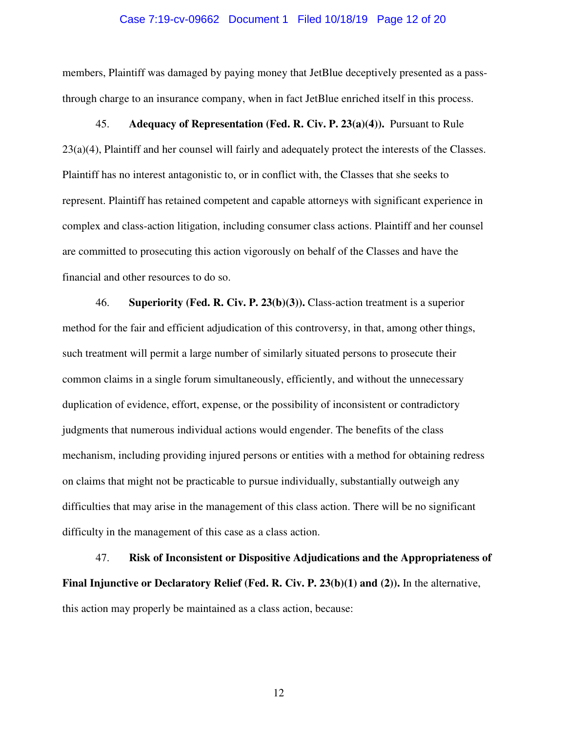members, Plaintiff was damaged by paying money that JetBlue deceptively presented as a pass-through charge to an insurance company, when in fact JetBlue enriched itself in this process.

45. **Adequacy of Representation (Fed. R. Civ. P. 23(a)(4)).** Pursuant to Rule 23(a)(4), Plaintiff and her counsel will fairly and adequately protect the interests of the Classes. Plaintiff has no interest antagonistic to, or in conflict with, the Classes that she seeks to represent. Plaintiff has retained competent and capable attorneys with significant experience in complex and class-action litigation, including consumer class actions. Plaintiff and her counsel are committed to prosecuting this action vigorously on behalf of the Classes and have the financial and other resources to do so.

46. **Superiority (Fed. R. Civ. P. 23(b)(3)).** Class-action treatment is a superior method for the fair and efficient adjudication of this controversy, in that, among other things, such treatment will permit a large number of similarly situated persons to prosecute their common claims in a single forum simultaneously, efficiently, and without the unnecessary duplication of evidence, effort, expense, or the possibility of inconsistent or contradictory judgments that numerous individual actions would engender. The benefits of the class mechanism, including providing injured persons or entities with a method for obtaining redress on claims that might not be practicable to pursue individually, substantially outweigh any difficulties that may arise in the management of this class action. There will be no significant difficulty in the management of this case as a class action.

47. **Risk of Inconsistent or Dispositive Adjudications and the Appropriateness of Final Injunctive or Declaratory Relief (Fed. R. Civ. P. 23(b)(1) and (2)).** In the alternative, this action may properly be maintained as a class action, because: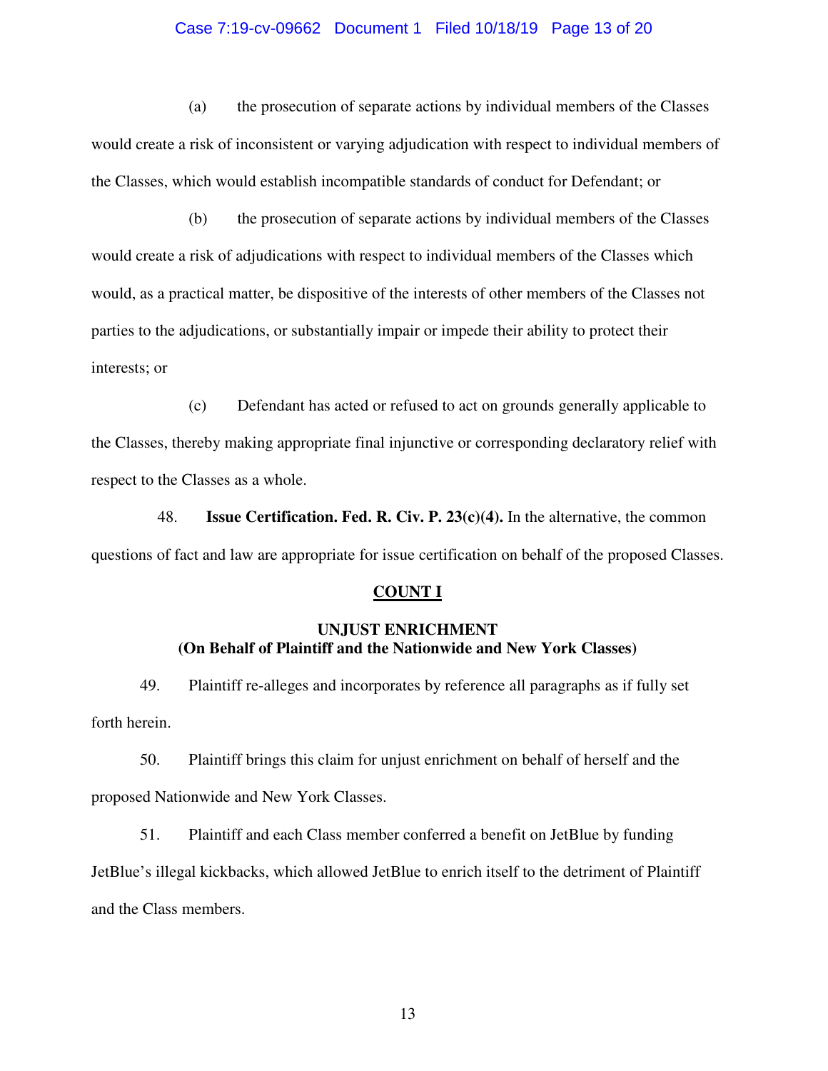(a) the prosecution of separate actions by individual members of the Classes would create a risk of inconsistent or varying adjudication with respect to individual members of the Classes, which would establish incompatible standards of conduct for Defendant; or

(b) the prosecution of separate actions by individual members of the Classes would create a risk of adjudications with respect to individual members of the Classes which would, as a practical matter, be dispositive of the interests of other members of the Classes not parties to the adjudications, or substantially impair or impede their ability to protect their interests; or

(c) Defendant has acted or refused to act on grounds generally applicable to the Classes, thereby making appropriate final injunctive or corresponding declaratory relief with respect to the Classes as a whole.

48. **Issue Certification. Fed. R. Civ. P. 23(c)(4).** In the alternative, the common questions of fact and law are appropriate for issue certification on behalf of the proposed Classes.

## COUNT I

### UNJUST ENRICHMENT
### (On Behalf of Plaintiff and the Nationwide and New York Classes)

49. Plaintiff re-alleges and incorporates by reference all paragraphs as if fully set forth herein.

50. Plaintiff brings this claim for unjust enrichment on behalf of herself and the proposed Nationwide and New York Classes.

51. Plaintiff and each Class member conferred a benefit on JetBlue by funding JetBlue's illegal kickbacks, which allowed JetBlue to enrich itself to the detriment of Plaintiff and the Class members.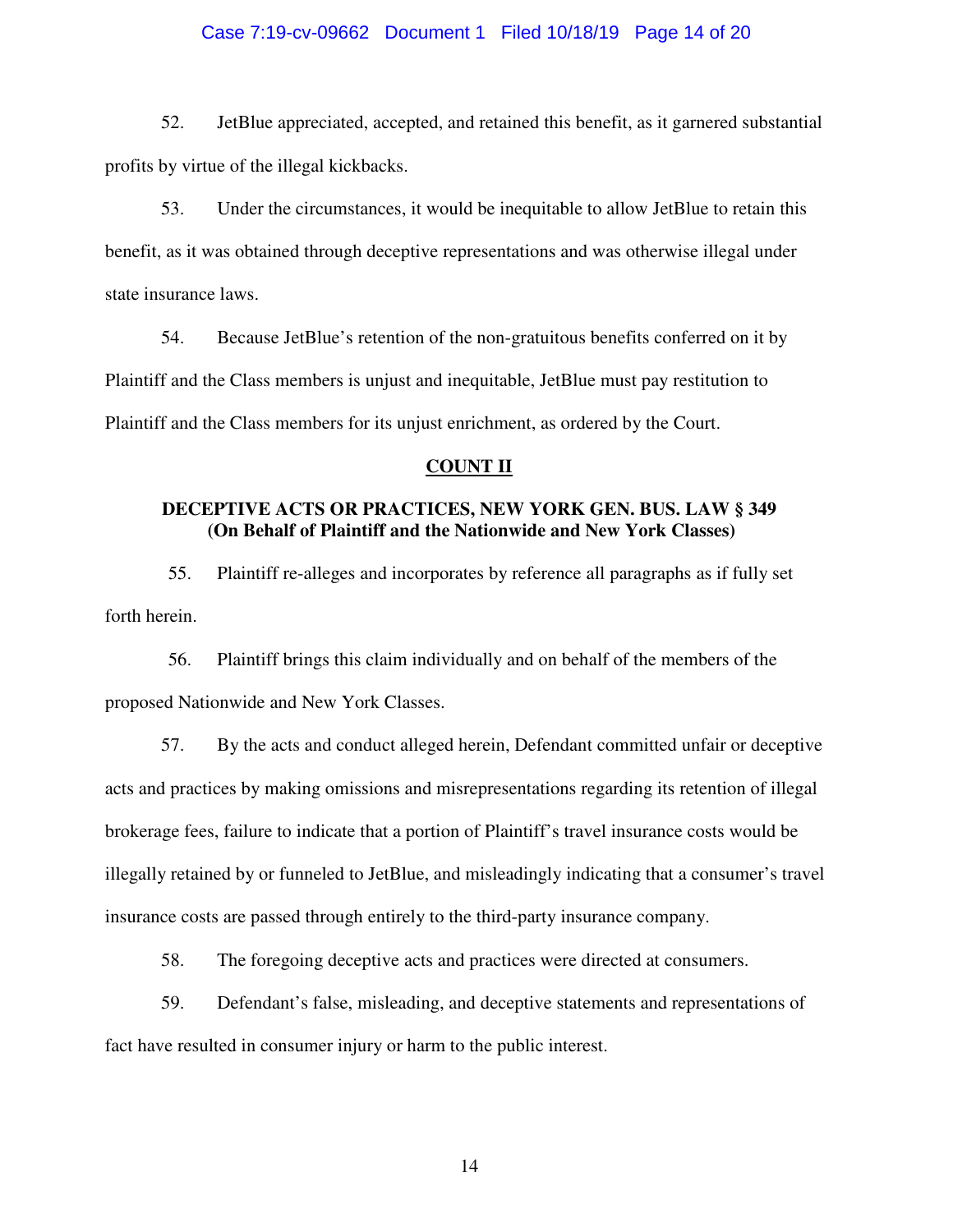52. JetBlue appreciated, accepted, and retained this benefit, as it garnered substantial profits by virtue of the illegal kickbacks.

53. Under the circumstances, it would be inequitable to allow JetBlue to retain this benefit, as it was obtained through deceptive representations and was otherwise illegal under state insurance laws.

54. Because JetBlue's retention of the non-gratuitous benefits conferred on it by Plaintiff and the Class members is unjust and inequitable, JetBlue must pay restitution to Plaintiff and the Class members for its unjust enrichment, as ordered by the Court.

## COUNT II

### DECEPTIVE ACTS OR PRACTICES, NEW YORK GEN. BUS. LAW § 349 (On Behalf of Plaintiff and the Nationwide and New York Classes)

55. Plaintiff re-alleges and incorporates by reference all paragraphs as if fully set forth herein.

56. Plaintiff brings this claim individually and on behalf of the members of the proposed Nationwide and New York Classes.

57. By the acts and conduct alleged herein, Defendant committed unfair or deceptive acts and practices by making omissions and misrepresentations regarding its retention of illegal brokerage fees, failure to indicate that a portion of Plaintiff's travel insurance costs would be illegally retained by or funneled to JetBlue, and misleadingly indicating that a consumer's travel insurance costs are passed through entirely to the third-party insurance company.

58. The foregoing deceptive acts and practices were directed at consumers.

59. Defendant's false, misleading, and deceptive statements and representations of fact have resulted in consumer injury or harm to the public interest.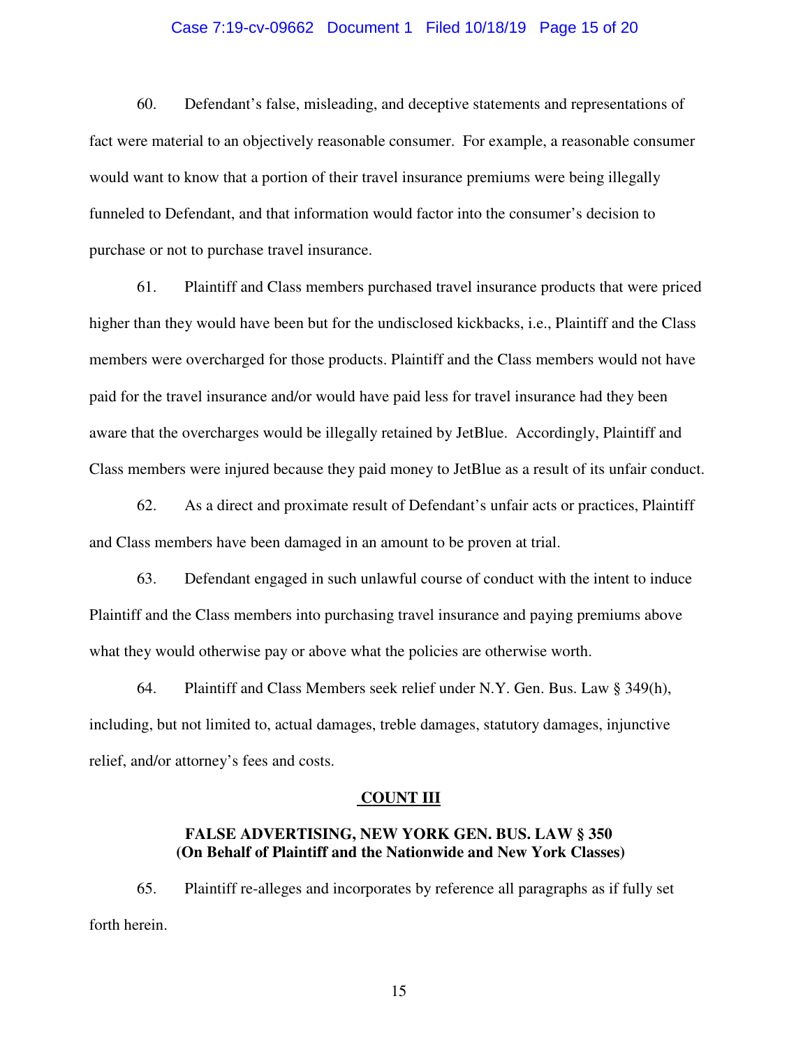60. Defendant's false, misleading, and deceptive statements and representations of fact were material to an objectively reasonable consumer. For example, a reasonable consumer would want to know that a portion of their travel insurance premiums were being illegally funneled to Defendant, and that information would factor into the consumer's decision to purchase or not to purchase travel insurance.

61. Plaintiff and Class members purchased travel insurance products that were priced higher than they would have been but for the undisclosed kickbacks, i.e., Plaintiff and the Class members were overcharged for those products. Plaintiff and the Class members would not have paid for the travel insurance and/or would have paid less for travel insurance had they been aware that the overcharges would be illegally retained by JetBlue. Accordingly, Plaintiff and Class members were injured because they paid money to JetBlue as a result of its unfair conduct.

62. As a direct and proximate result of Defendant's unfair acts or practices, Plaintiff and Class members have been damaged in an amount to be proven at trial.

63. Defendant engaged in such unlawful course of conduct with the intent to induce Plaintiff and the Class members into purchasing travel insurance and paying premiums above what they would otherwise pay or above what the policies are otherwise worth.

64. Plaintiff and Class Members seek relief under N.Y. Gen. Bus. Law § 349(h), including, but not limited to, actual damages, treble damages, statutory damages, injunctive relief, and/or attorney's fees and costs.

## COUNT III

### FALSE ADVERTISING, NEW YORK GEN. BUS. LAW § 350
### (On Behalf of Plaintiff and the Nationwide and New York Classes)

65. Plaintiff re-alleges and incorporates by reference all paragraphs as if fully set forth herein.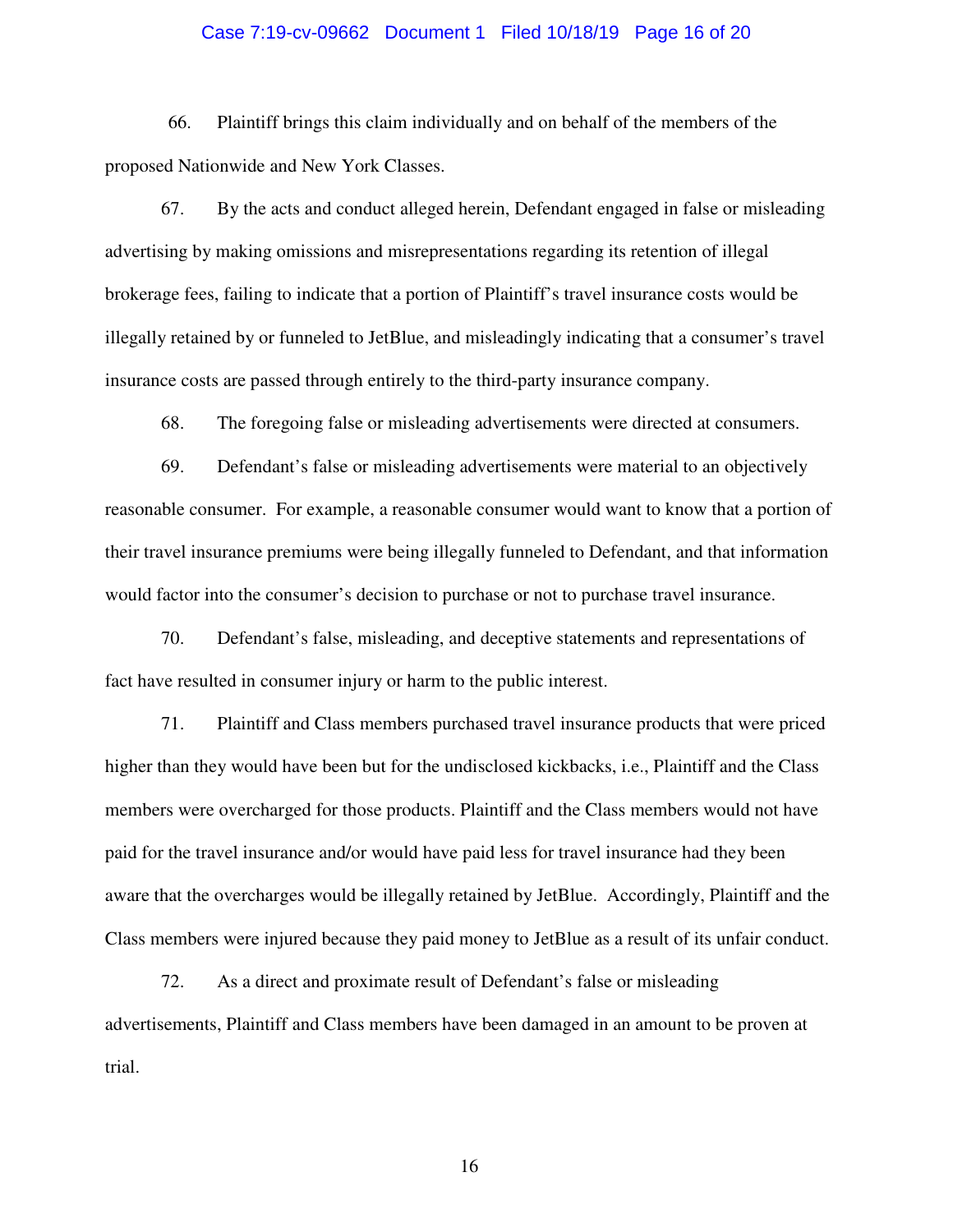66. Plaintiff brings this claim individually and on behalf of the members of the proposed Nationwide and New York Classes.

67. By the acts and conduct alleged herein, Defendant engaged in false or misleading advertising by making omissions and misrepresentations regarding its retention of illegal brokerage fees, failing to indicate that a portion of Plaintiff's travel insurance costs would be illegally retained by or funneled to JetBlue, and misleadingly indicating that a consumer's travel insurance costs are passed through entirely to the third-party insurance company.

68. The foregoing false or misleading advertisements were directed at consumers.

69. Defendant's false or misleading advertisements were material to an objectively reasonable consumer. For example, a reasonable consumer would want to know that a portion of their travel insurance premiums were being illegally funneled to Defendant, and that information would factor into the consumer's decision to purchase or not to purchase travel insurance.

70. Defendant's false, misleading, and deceptive statements and representations of fact have resulted in consumer injury or harm to the public interest.

71. Plaintiff and Class members purchased travel insurance products that were priced higher than they would have been but for the undisclosed kickbacks, i.e., Plaintiff and the Class members were overcharged for those products. Plaintiff and the Class members would not have paid for the travel insurance and/or would have paid less for travel insurance had they been aware that the overcharges would be illegally retained by JetBlue. Accordingly, Plaintiff and the Class members were injured because they paid money to JetBlue as a result of its unfair conduct.

72. As a direct and proximate result of Defendant's false or misleading advertisements, Plaintiff and Class members have been damaged in an amount to be proven at trial.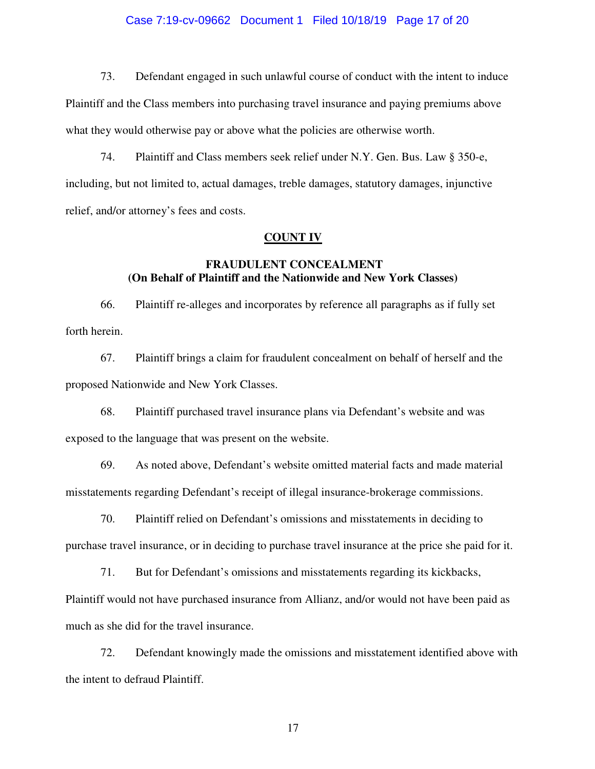73. Defendant engaged in such unlawful course of conduct with the intent to induce Plaintiff and the Class members into purchasing travel insurance and paying premiums above what they would otherwise pay or above what the policies are otherwise worth.

74. Plaintiff and Class members seek relief under N.Y. Gen. Bus. Law § 350-e, including, but not limited to, actual damages, treble damages, statutory damages, injunctive relief, and/or attorney's fees and costs.

## COUNT IV

### FRAUDULENT CONCEALMENT
### (On Behalf of Plaintiff and the Nationwide and New York Classes)

66. Plaintiff re-alleges and incorporates by reference all paragraphs as if fully set forth herein.

67. Plaintiff brings a claim for fraudulent concealment on behalf of herself and the proposed Nationwide and New York Classes.

68. Plaintiff purchased travel insurance plans via Defendant's website and was exposed to the language that was present on the website.

69. As noted above, Defendant's website omitted material facts and made material misstatements regarding Defendant's receipt of illegal insurance-brokerage commissions.

70. Plaintiff relied on Defendant's omissions and misstatements in deciding to purchase travel insurance, or in deciding to purchase travel insurance at the price she paid for it.

71. But for Defendant's omissions and misstatements regarding its kickbacks, Plaintiff would not have purchased insurance from Allianz, and/or would not have been paid as much as she did for the travel insurance.

72. Defendant knowingly made the omissions and misstatement identified above with the intent to defraud Plaintiff.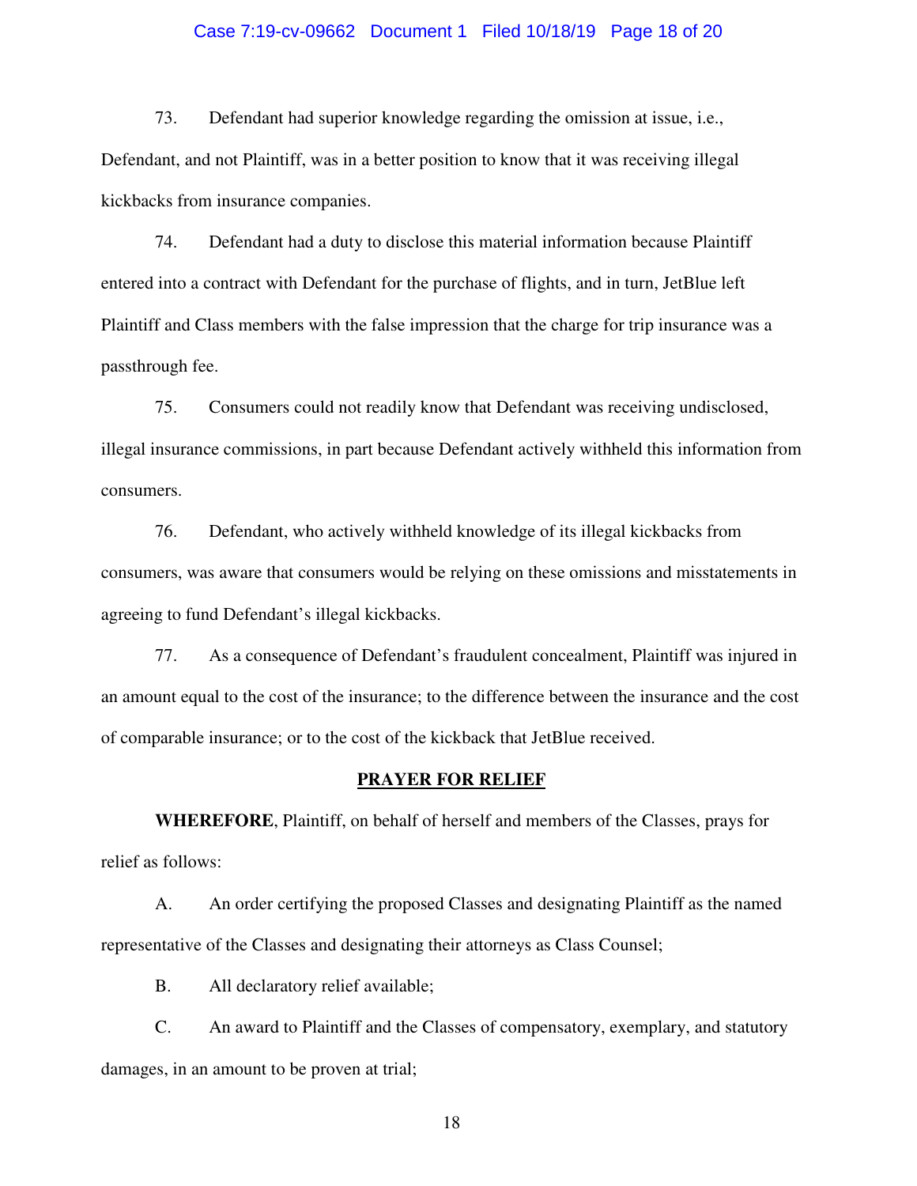73. Defendant had superior knowledge regarding the omission at issue, i.e., Defendant, and not Plaintiff, was in a better position to know that it was receiving illegal kickbacks from insurance companies.

74. Defendant had a duty to disclose this material information because Plaintiff entered into a contract with Defendant for the purchase of flights, and in turn, JetBlue left Plaintiff and Class members with the false impression that the charge for trip insurance was a passthrough fee.

75. Consumers could not readily know that Defendant was receiving undisclosed, illegal insurance commissions, in part because Defendant actively withheld this information from consumers.

76. Defendant, who actively withheld knowledge of its illegal kickbacks from consumers, was aware that consumers would be relying on these omissions and misstatements in agreeing to fund Defendant's illegal kickbacks.

77. As a consequence of Defendant's fraudulent concealment, Plaintiff was injured in an amount equal to the cost of the insurance; to the difference between the insurance and the cost of comparable insurance; or to the cost of the kickback that JetBlue received.

## PRAYER FOR RELIEF

**WHEREFORE**, Plaintiff, on behalf of herself and members of the Classes, prays for relief as follows:

A. An order certifying the proposed Classes and designating Plaintiff as the named representative of the Classes and designating their attorneys as Class Counsel;

B. All declaratory relief available;

C. An award to Plaintiff and the Classes of compensatory, exemplary, and statutory damages, in an amount to be proven at trial;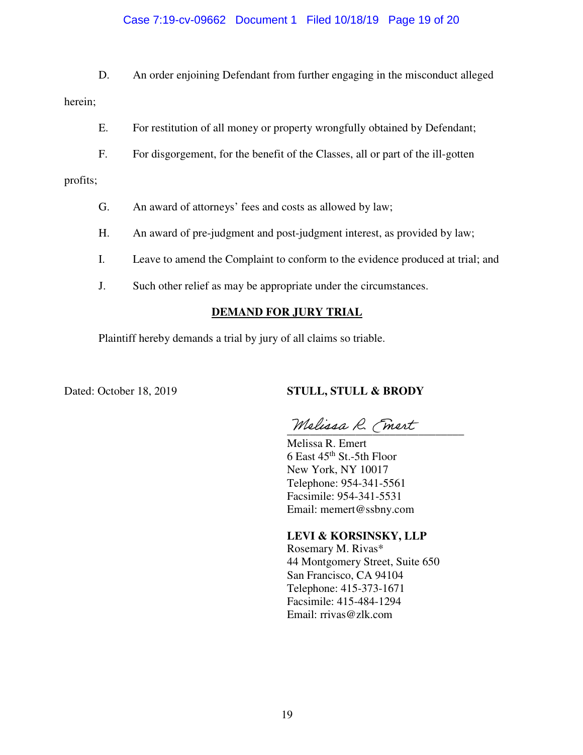D. An order enjoining Defendant from further engaging in the misconduct alleged herein;

E. For restitution of all money or property wrongfully obtained by Defendant;

F. For disgorgement, for the benefit of the Classes, all or part of the ill-gotten profits;

G. An award of attorneys' fees and costs as allowed by law;

H. An award of pre-judgment and post-judgment interest, as provided by law;

I. Leave to amend the Complaint to conform to the evidence produced at trial; and

J. Such other relief as may be appropriate under the circumstances.

**DEMAND FOR JURY TRIAL**

Plaintiff hereby demands a trial by jury of all claims so triable.

Dated: October 18, 2019

**STULL, STULL & BRODY**

*Melissa R. Emert*
Melissa R. Emert
6 East 45th St.-5th Floor
New York, NY 10017
Telephone: 954-341-5561
Facsimile: 954-341-5531
Email: memert@ssbny.com

**LEVI & KORSINSKY, LLP**
Rosemary M. Rivas*
44 Montgomery Street, Suite 650
San Francisco, CA 94104
Telephone: 415-373-1671
Facsimile: 415-484-1294
Email: rrivas@zlk.com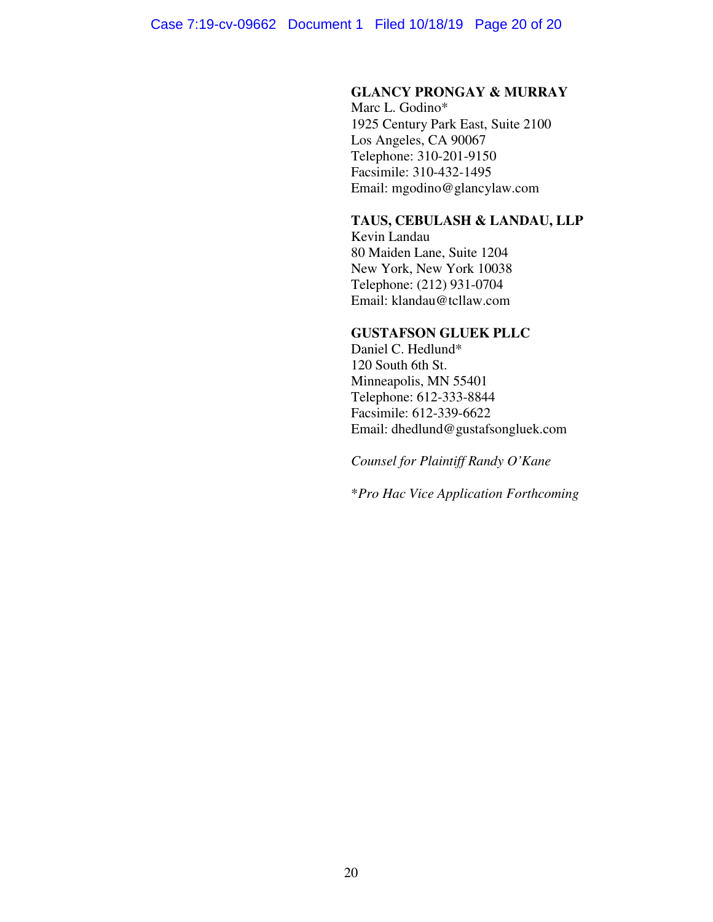**GLANCY PRONGAY & MURRAY**
Marc L. Godino*
1925 Century Park East, Suite 2100
Los Angeles, CA 90067
Telephone: 310-201-9150
Facsimile: 310-432-1495
Email: mgodino@glancylaw.com

**TAUS, CEBULASH & LANDAU, LLP**
Kevin Landau
80 Maiden Lane, Suite 1204
New York, New York 10038
Telephone: (212) 931-0704
Email: klandau@tcllaw.com

**GUSTAFSON GLUEK PLLC**
Daniel C. Hedlund*
120 South 6th St.
Minneapolis, MN 55401
Telephone: 612-333-8844
Facsimile: 612-339-6622
Email: dhedlund@gustafsongluek.com

*Counsel for Plaintiff Randy O'Kane*

*\*Pro Hac Vice Application Forthcoming*